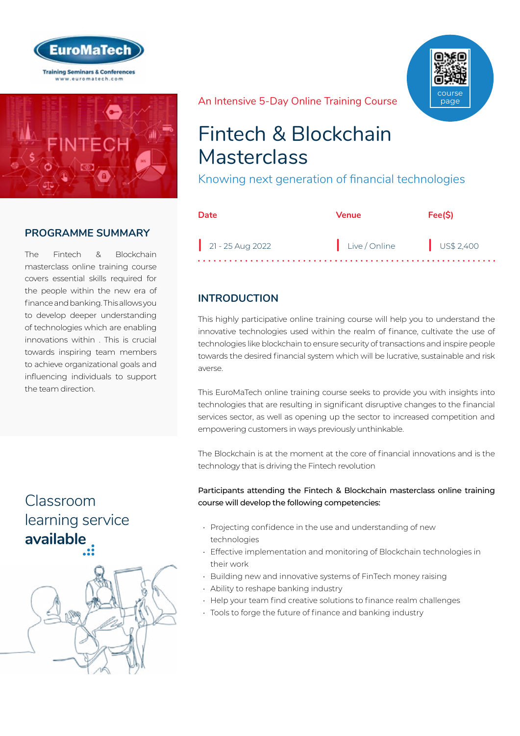EuroMaTech

Training Seminars & Conferences
www.euromatech.com

An Intensive 5-Day Online Training Course

course page

# Fintech & Blockchain Masterclass

## Knowing next generation of financial technologies

| Date | Venue | Fee($) |
|---|---|---|
| 21 - 25 Aug 2022 | Live / Online | US$ 2,400 |

## PROGRAMME SUMMARY

The Fintech & Blockchain masterclass online training course covers essential skills required for the people within the new era of finance and banking. This allows you to develop deeper understanding of technologies which are enabling innovations within . This is crucial towards inspiring team members to achieve organizational goals and influencing individuals to support the team direction.

Classroom learning service **available**

## INTRODUCTION

This highly participative online training course will help you to understand the innovative technologies used within the realm of finance, cultivate the use of technologies like blockchain to ensure security of transactions and inspire people towards the desired financial system which will be lucrative, sustainable and risk averse.

This EuroMaTech online training course seeks to provide you with insights into technologies that are resulting in significant disruptive changes to the financial services sector, as well as opening up the sector to increased competition and empowering customers in ways previously unthinkable.

The Blockchain is at the moment at the core of financial innovations and is the technology that is driving the Fintech revolution

**Participants attending the Fintech & Blockchain masterclass online training course will develop the following competencies:**

- Projecting confidence in the use and understanding of new technologies
- Effective implementation and monitoring of Blockchain technologies in their work
- Building new and innovative systems of FinTech money raising
- Ability to reshape banking industry
- Help your team find creative solutions to finance realm challenges
- Tools to forge the future of finance and banking industry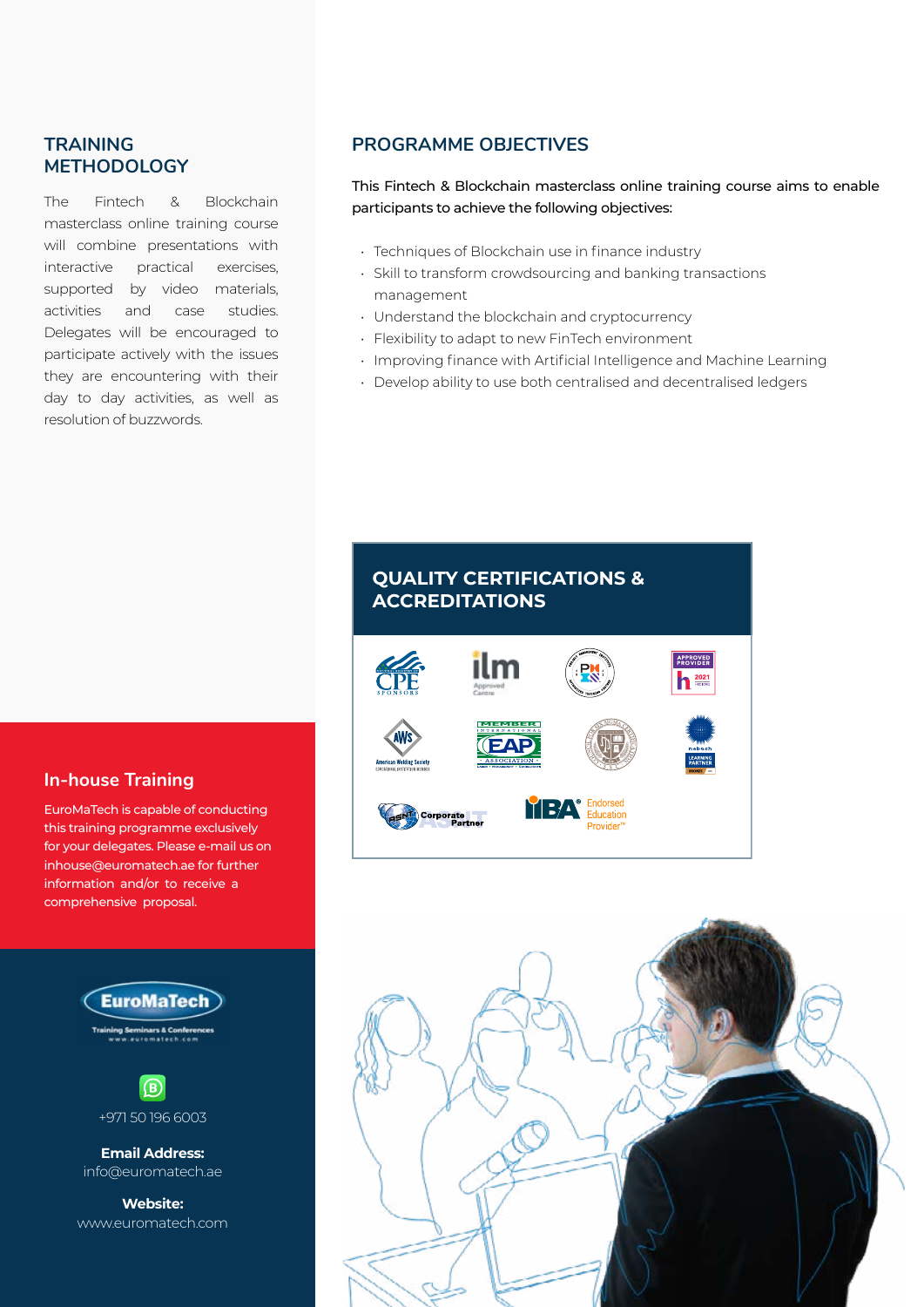## TRAINING METHODOLOGY

The Fintech & Blockchain masterclass online training course will combine presentations with interactive practical exercises, supported by video materials, activities and case studies. Delegates will be encouraged to participate actively with the issues they are encountering with their day to day activities, as well as resolution of buzzwords.

## PROGRAMME OBJECTIVES

This Fintech & Blockchain masterclass online training course aims to enable participants to achieve the following objectives:

- Techniques of Blockchain use in finance industry
- Skill to transform crowdsourcing and banking transactions management
- Understand the blockchain and cryptocurrency
- Flexibility to adapt to new FinTech environment
- Improving finance with Artificial Intelligence and Machine Learning
- Develop ability to use both centralised and decentralised ledgers

## QUALITY CERTIFICATIONS & ACCREDITATIONS

## In-house Training

EuroMaTech is capable of conducting this training programme exclusively for your delegates. Please e-mail us on inhouse@euromatech.ae for further information and/or to receive a comprehensive proposal.

EuroMaTech
Training Seminars & Conferences
www.euromatech.com

+971 50 196 6003

**Email Address:**
info@euromatech.ae

**Website:**
www.euromatech.com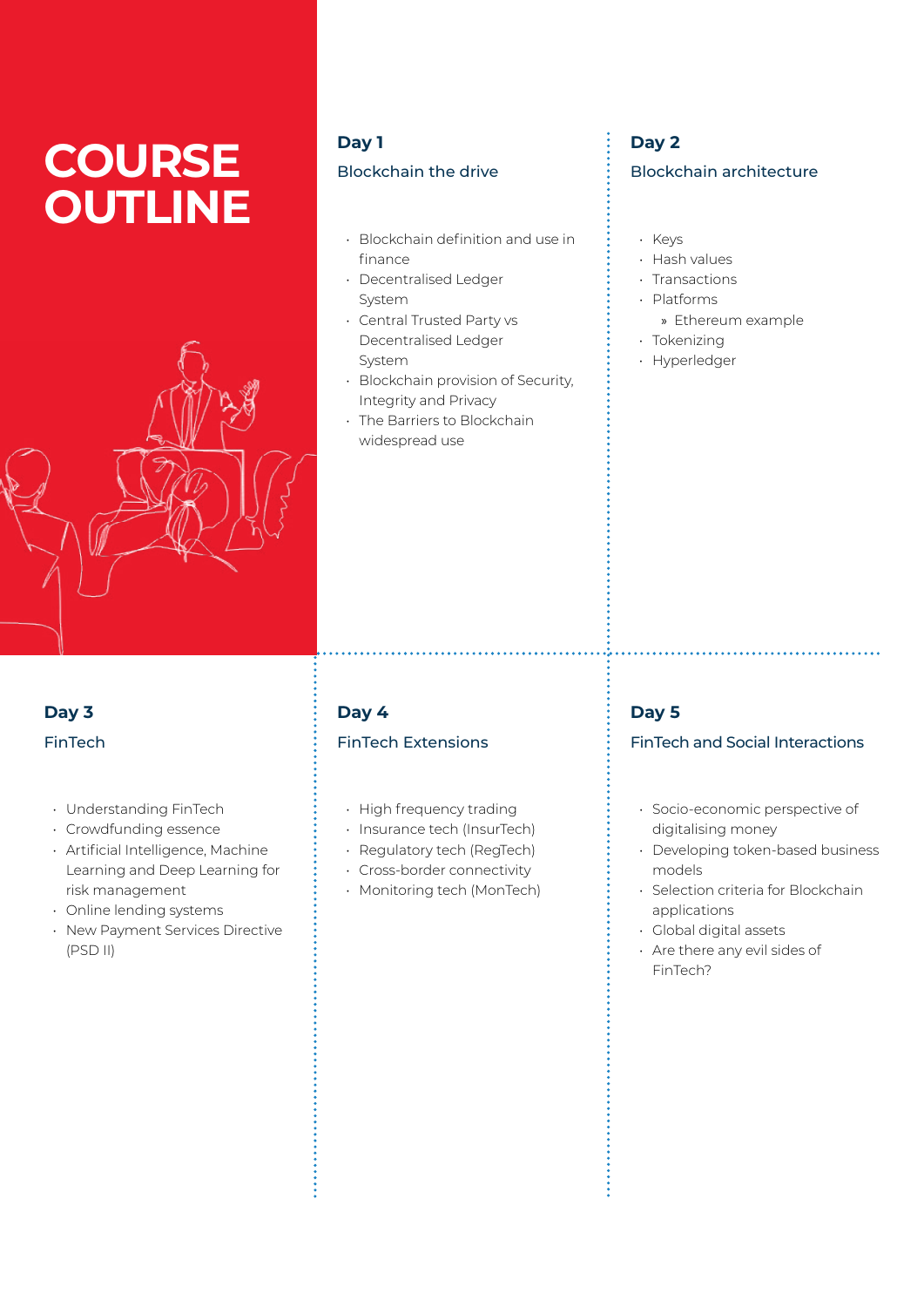# COURSE OUTLINE

## Day 1

### Blockchain the drive

- Blockchain definition and use in finance
- Decentralised Ledger System
- Central Trusted Party vs Decentralised Ledger System
- Blockchain provision of Security, Integrity and Privacy
- The Barriers to Blockchain widespread use

## Day 2

### Blockchain architecture

- Keys
- Hash values
- Transactions
- Platforms
  - Ethereum example
- Tokenizing
- Hyperledger

## Day 3

### FinTech

- Understanding FinTech
- Crowdfunding essence
- Artificial Intelligence, Machine Learning and Deep Learning for risk management
- Online lending systems
- New Payment Services Directive (PSD II)

## Day 4

### FinTech Extensions

- High frequency trading
- Insurance tech (InsurTech)
- Regulatory tech (RegTech)
- Cross-border connectivity
- Monitoring tech (MonTech)

## Day 5

### FinTech and Social Interactions

- Socio-economic perspective of digitalising money
- Developing token-based business models
- Selection criteria for Blockchain applications
- Global digital assets
- Are there any evil sides of FinTech?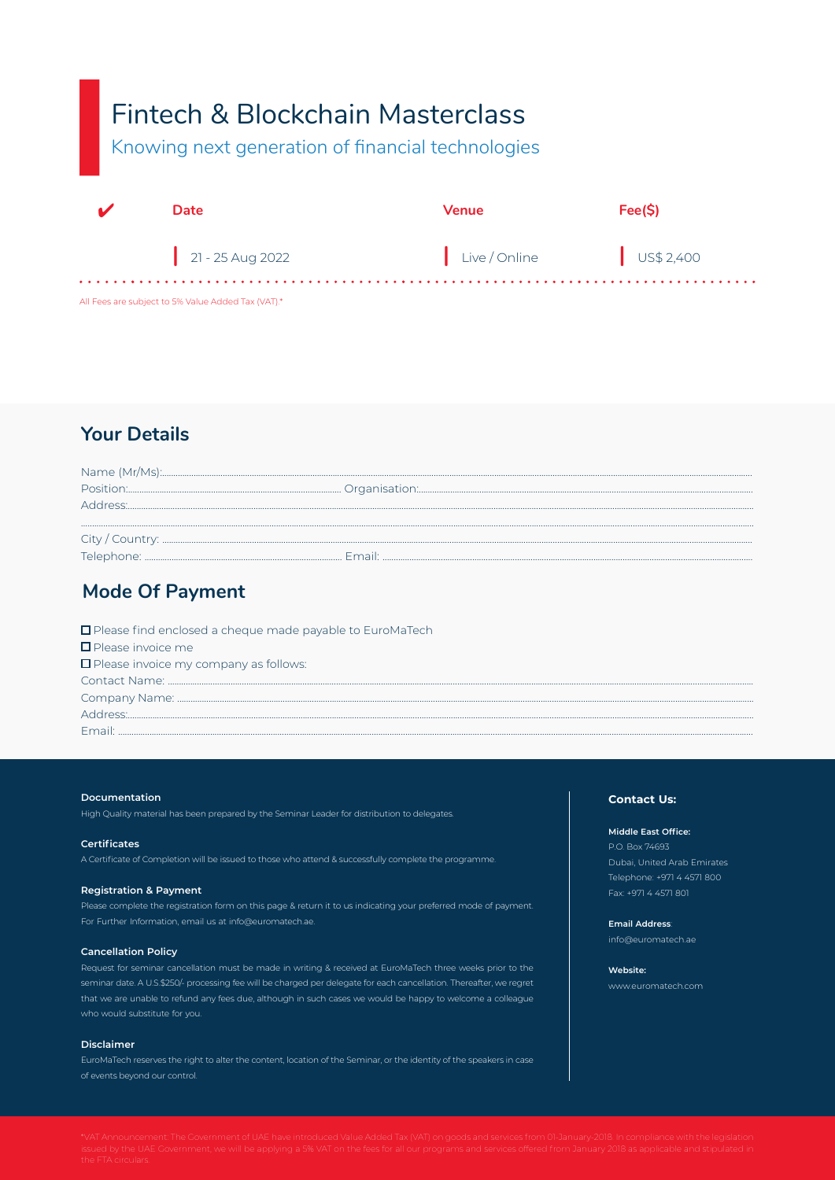# Fintech & Blockchain Masterclass

Knowing next generation of financial technologies

| ✔ | Date | Venue | Fee($) |
|---|---|---|---|
| | 21 - 25 Aug 2022 | Live / Online | US$ 2,400 |

All Fees are subject to 5% Value Added Tax (VAT).*

## Your Details

Name (Mr/Ms):..................................................................................................

Position:.................................................... Organisation:....................................................

Address:..................................................................................................

..................................................................................................

City / Country: ..................................................................................................

Telephone: .................................................... Email: ....................................................

## Mode Of Payment

☐ Please find enclosed a cheque made payable to EuroMaTech

☐ Please invoice me

☐ Please invoice my company as follows:

Contact Name: ..................................................................................................

Company Name: ..................................................................................................

Address:..................................................................................................

Email: ..................................................................................................

### Documentation

High Quality material has been prepared by the Seminar Leader for distribution to delegates.

### Certificates

A Certificate of Completion will be issued to those who attend & successfully complete the programme.

### Registration & Payment

Please complete the registration form on this page & return it to us indicating your preferred mode of payment. For Further Information, email us at info@euromatech.ae.

### Cancellation Policy

Request for seminar cancellation must be made in writing & received at EuroMaTech three weeks prior to the seminar date. A U.S.$250/- processing fee will be charged per delegate for each cancellation. Thereafter, we regret that we are unable to refund any fees due, although in such cases we would be happy to welcome a colleague who would substitute for you.

### Disclaimer

EuroMaTech reserves the right to alter the content, location of the Seminar, or the identity of the speakers in case of events beyond our control.

### Contact Us:

**Middle East Office:**

P.O. Box 74693

Dubai, United Arab Emirates

Telephone: +971 4 4571 800

Fax: +971 4 4571 801

**Email Address**

info@euromatech.ae

**Website:**

www.euromatech.com

*VAT Announcement: The Government of UAE have introduced Value Added Tax (VAT) on goods and services from 01-January-2018. In compliance with the legislation issued by the UAE Government, we will be applying a 5% VAT on the fees for all our programs and services offered from January 2018 as applicable and stipulated in the FTA circulars.